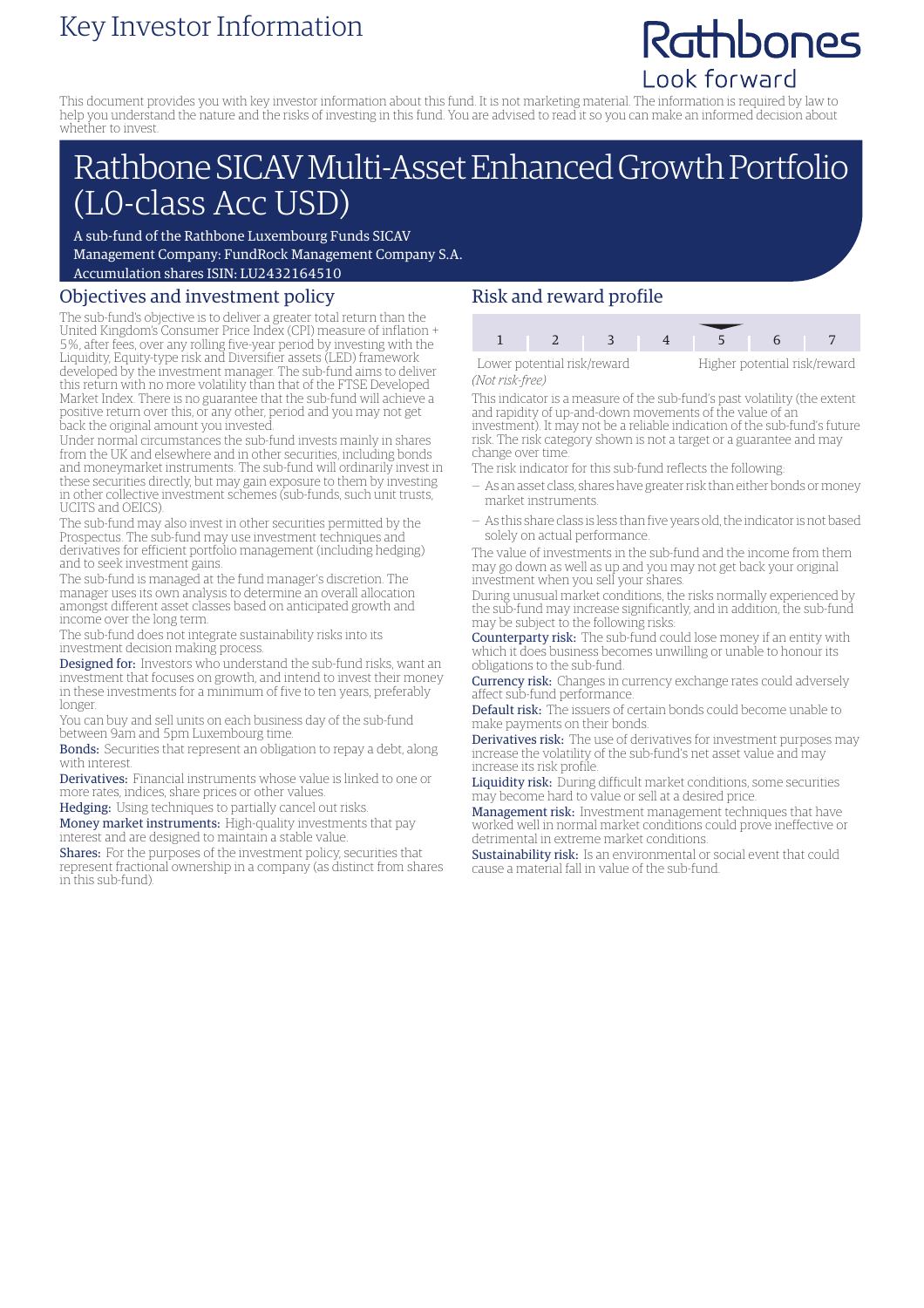Key Investor Information

Rathbones
Look forward

This document provides you with key investor information about this fund. It is not marketing material. The information is required by law to help you understand the nature and the risks of investing in this fund. You are advised to read it so you can make an informed decision about whether to invest.

# Rathbone SICAV Multi-Asset Enhanced Growth Portfolio (L0-class Acc USD)

A sub-fund of the Rathbone Luxembourg Funds SICAV
Management Company: FundRock Management Company S.A.
Accumulation shares ISIN: LU2432164510

## Objectives and investment policy

The sub-fund's objective is to deliver a greater total return than the United Kingdom's Consumer Price Index (CPI) measure of inflation + 5%, after fees, over any rolling five-year period by investing with the Liquidity, Equity-type risk and Diversifier assets (LED) framework developed by the investment manager. The sub-fund aims to deliver this return with no more volatility than that of the FTSE Developed Market Index. There is no guarantee that the sub-fund will achieve a positive return over this, or any other, period and you may not get back the original amount you invested.

Under normal circumstances the sub-fund invests mainly in shares from the UK and elsewhere and in other securities, including bonds and moneymarket instruments. The sub-fund will ordinarily invest in these securities directly, but may gain exposure to them by investing in other collective investment schemes (sub-funds, such unit trusts, UCITS and OEICS).

The sub-fund may also invest in other securities permitted by the Prospectus. The sub-fund may use investment techniques and derivatives for efficient portfolio management (including hedging) and to seek investment gains.

The sub-fund is managed at the fund manager's discretion. The manager uses its own analysis to determine an overall allocation amongst different asset classes based on anticipated growth and income over the long term.

The sub-fund does not integrate sustainability risks into its investment decision making process.

**Designed for:** Investors who understand the sub-fund risks, want an investment that focuses on growth, and intend to invest their money in these investments for a minimum of five to ten years, preferably longer.

You can buy and sell units on each business day of the sub-fund between 9am and 5pm Luxembourg time.

**Bonds:** Securities that represent an obligation to repay a debt, along with interest.

**Derivatives:** Financial instruments whose value is linked to one or more rates, indices, share prices or other values.

**Hedging:** Using techniques to partially cancel out risks.

**Money market instruments:** High-quality investments that pay interest and are designed to maintain a stable value.

**Shares:** For the purposes of the investment policy, securities that represent fractional ownership in a company (as distinct from shares in this sub-fund).

## Risk and reward profile

| 1 | 2 | 3 | 4 | **5** | 6 | 7 |
|---|---|---|---|---|---|---|

Lower potential risk/reward — Higher potential risk/reward

*(Not risk-free)*

This indicator is a measure of the sub-fund's past volatility (the extent and rapidity of up-and-down movements of the value of an investment). It may not be a reliable indication of the sub-fund's future risk. The risk category shown is not a target or a guarantee and may change over time.

The risk indicator for this sub-fund reflects the following:

- As an asset class, shares have greater risk than either bonds or money market instruments.
- As this share class is less than five years old, the indicator is not based solely on actual performance.

The value of investments in the sub-fund and the income from them may go down as well as up and you may not get back your original investment when you sell your shares.

During unusual market conditions, the risks normally experienced by the sub-fund may increase significantly, and in addition, the sub-fund may be subject to the following risks:

**Counterparty risk:** The sub-fund could lose money if an entity with which it does business becomes unwilling or unable to honour its obligations to the sub-fund.

**Currency risk:** Changes in currency exchange rates could adversely affect sub-fund performance.

**Default risk:** The issuers of certain bonds could become unable to make payments on their bonds.

**Derivatives risk:** The use of derivatives for investment purposes may increase the volatility of the sub-fund's net asset value and may increase its risk profile.

**Liquidity risk:** During difficult market conditions, some securities may become hard to value or sell at a desired price.

**Management risk:** Investment management techniques that have worked well in normal market conditions could prove ineffective or detrimental in extreme market conditions.

**Sustainability risk:** Is an environmental or social event that could cause a material fall in value of the sub-fund.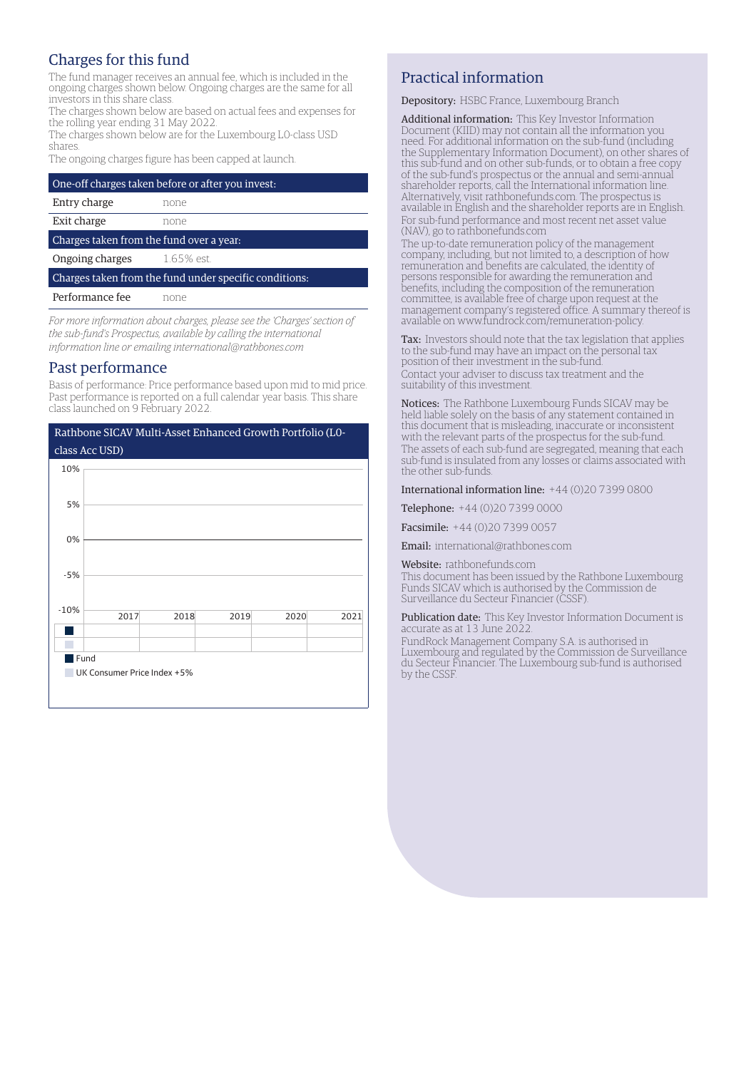## Charges for this fund

The fund manager receives an annual fee, which is included in the ongoing charges shown below. Ongoing charges are the same for all investors in this share class.

The charges shown below are based on actual fees and expenses for the rolling year ending 31 May 2022.

The charges shown below are for the Luxembourg L0-class USD shares.

The ongoing charges figure has been capped at launch.

| | |
|---|---|
| **One-off charges taken before or after you invest:** | |
| Entry charge | none |
| Exit charge | none |
| **Charges taken from the fund over a year:** | |
| Ongoing charges | 1.65% est. |
| **Charges taken from the fund under specific conditions:** | |
| Performance fee | none |

*For more information about charges, please see the 'Charges' section of the sub-fund's Prospectus, available by calling the international information line or emailing international@rathbones.com*

## Past performance

Basis of performance: Price performance based upon mid to mid price. Past performance is reported on a full calendar year basis. This share class launched on 9 February 2022.

Rathbone SICAV Multi-Asset Enhanced Growth Portfolio (L0-class Acc USD)

10%
5%
0%
-5%
-10%
2017
2018
2019
2020
2021
Fund
UK Consumer Price Index +5%

## Practical information

**Depository:** HSBC France, Luxembourg Branch

**Additional information:** This Key Investor Information Document (KIID) may not contain all the information you need. For additional information on the sub-fund (including the Supplementary Information Document), on other shares of this sub-fund and on other sub-funds, or to obtain a free copy of the sub-fund's prospectus or the annual and semi-annual shareholder reports, call the International information line. Alternatively, visit rathbonefunds.com. The prospectus is available in English and the shareholder reports are in English. For sub-fund performance and most recent net asset value (NAV), go to rathbonefunds.com

The up-to-date remuneration policy of the management company, including, but not limited to, a description of how remuneration and benefits are calculated, the identity of persons responsible for awarding the remuneration and benefits, including the composition of the remuneration committee, is available free of charge upon request at the management company's registered office. A summary thereof is available on www.fundrock.com/remuneration-policy.

**Tax:** Investors should note that the tax legislation that applies to the sub-fund may have an impact on the personal tax position of their investment in the sub-fund.

Contact your adviser to discuss tax treatment and the suitability of this investment.

**Notices:** The Rathbone Luxembourg Funds SICAV may be held liable solely on the basis of any statement contained in this document that is misleading, inaccurate or inconsistent with the relevant parts of the prospectus for the sub-fund. The assets of each sub-fund are segregated, meaning that each sub-fund is insulated from any losses or claims associated with the other sub-funds.

**International information line:** +44 (0)20 7399 0800

**Telephone:** +44 (0)20 7399 0000

**Facsimile:** +44 (0)20 7399 0057

**Email:** international@rathbones.com

**Website:** rathbonefunds.com

This document has been issued by the Rathbone Luxembourg Funds SICAV which is authorised by the Commission de Surveillance du Secteur Financier (CSSF).

**Publication date:** This Key Investor Information Document is accurate as at 13 June 2022.

FundRock Management Company S.A. is authorised in Luxembourg and regulated by the Commission de Surveillance du Secteur Financier. The Luxembourg sub-fund is authorised by the CSSF.